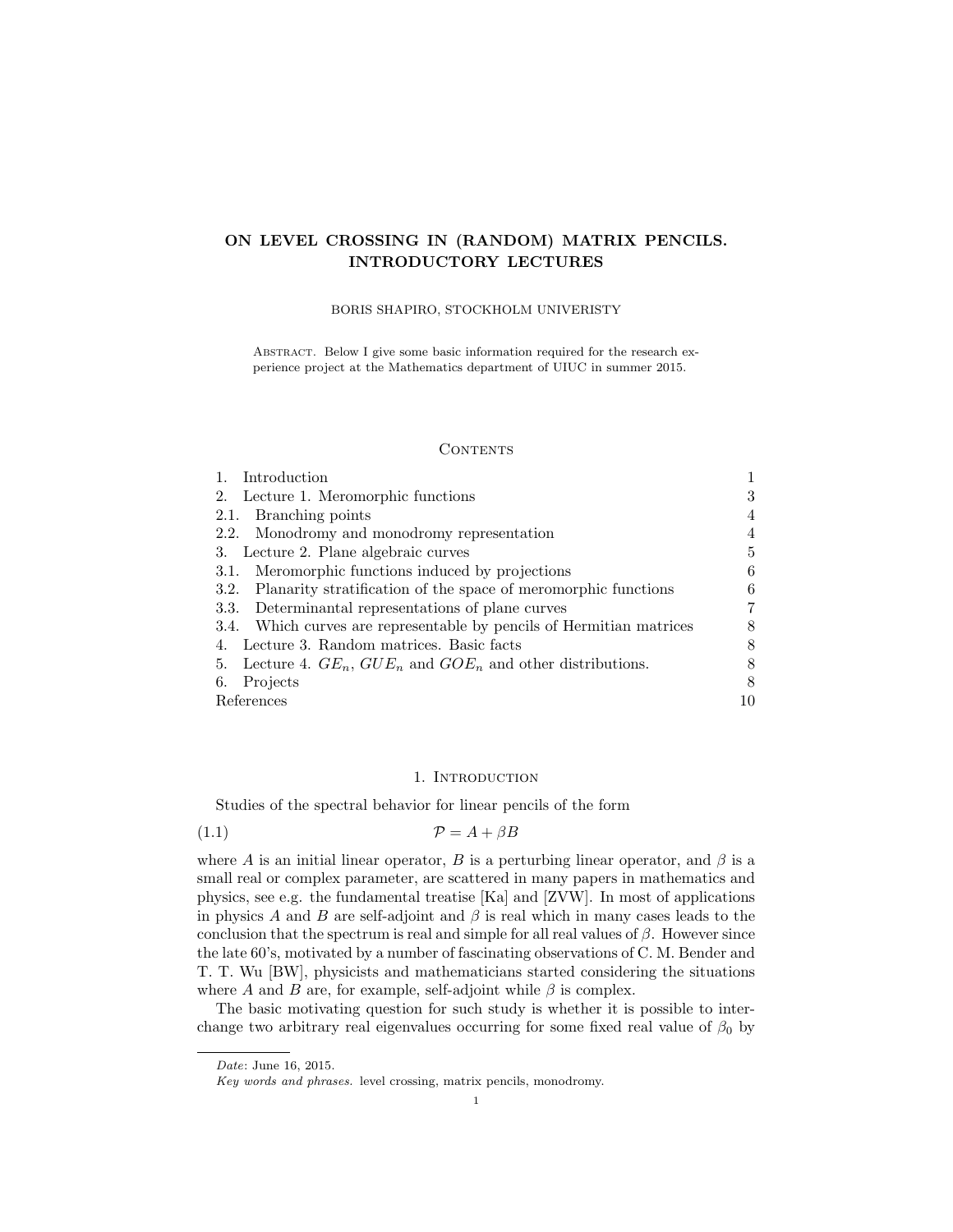# ON LEVEL CROSSING IN (RANDOM) MATRIX PENCILS. INTRODUCTORY LECTURES

BORIS SHAPIRO, STOCKHOLM UNIVERISTY

ABSTRACT. Below I give some basic information required for the research experience project at the Mathematics department of UIUC in summer 2015.

## Contents

| | |
|---|---|
| 1. Introduction | 1 |
| 2. Lecture 1. Meromorphic functions | 3 |
| 2.1. Branching points | 4 |
| 2.2. Monodromy and monodromy representation | 4 |
| 3. Lecture 2. Plane algebraic curves | 5 |
| 3.1. Meromorphic functions induced by projections | 6 |
| 3.2. Planarity stratification of the space of meromorphic functions | 6 |
| 3.3. Determinantal representations of plane curves | 7 |
| 3.4. Which curves are representable by pencils of Hermitian matrices | 8 |
| 4. Lecture 3. Random matrices. Basic facts | 8 |
| 5. Lecture 4. $GE_n$, $GUE_n$ and $GOE_n$ and other distributions. | 8 |
| 6. Projects | 8 |
| References | 10 |

## 1. Introduction

Studies of the spectral behavior for linear pencils of the form

$$\mathcal{P} = A + \beta B \tag{1.1}$$

where $A$ is an initial linear operator, $B$ is a perturbing linear operator, and $\beta$ is a small real or complex parameter, are scattered in many papers in mathematics and physics, see e.g. the fundamental treatise [Ka] and [ZVW]. In most of applications in physics $A$ and $B$ are self-adjoint and $\beta$ is real which in many cases leads to the conclusion that the spectrum is real and simple for all real values of $\beta$. However since the late 60's, motivated by a number of fascinating observations of C. M. Bender and T. T. Wu [BW], physicists and mathematicians started considering the situations where $A$ and $B$ are, for example, self-adjoint while $\beta$ is complex.

The basic motivating question for such study is whether it is possible to interchange two arbitrary real eigenvalues occurring for some fixed real value of $\beta_0$ by

---

*Date*: June 16, 2015.

*Key words and phrases.* level crossing, matrix pencils, monodromy.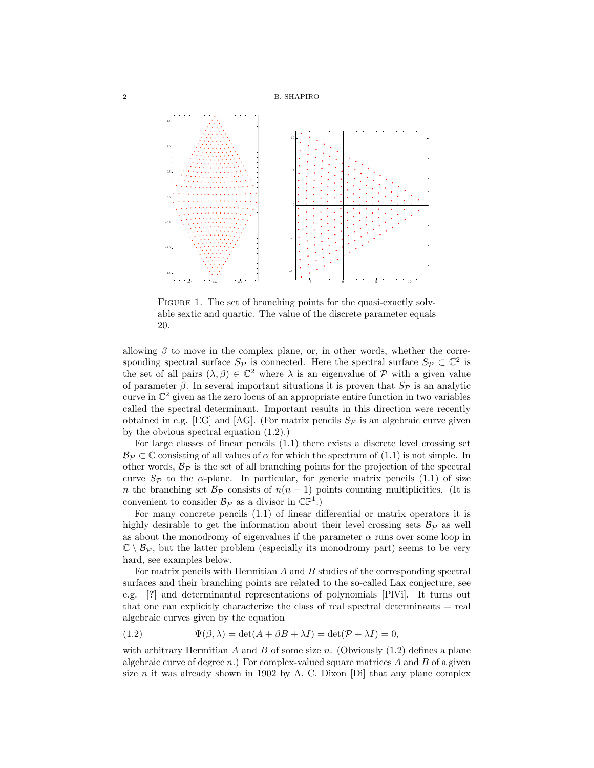FIGURE 1. The set of branching points for the quasi-exactly solvable sextic and quartic. The value of the discrete parameter equals 20.

allowing $\beta$ to move in the complex plane, or, in other words, whether the corresponding spectral surface $S_{\mathcal{P}}$ is connected. Here the spectral surface $S_{\mathcal{P}} \subset \mathbb{C}^2$ is the set of all pairs $(\lambda, \beta) \in \mathbb{C}^2$ where $\lambda$ is an eigenvalue of $\mathcal{P}$ with a given value of parameter $\beta$. In several important situations it is proven that $S_{\mathcal{P}}$ is an analytic curve in $\mathbb{C}^2$ given as the zero locus of an appropriate entire function in two variables called the spectral determinant. Important results in this direction were recently obtained in e.g. [EG] and [AG]. (For matrix pencils $S_{\mathcal{P}}$ is an algebraic curve given by the obvious spectral equation (1.2).)

For large classes of linear pencils (1.1) there exists a discrete level crossing set $\mathcal{B}_{\mathcal{P}} \subset \mathbb{C}$ consisting of all values of $\alpha$ for which the spectrum of (1.1) is not simple. In other words, $\mathcal{B}_{\mathcal{P}}$ is the set of all branching points for the projection of the spectral curve $S_{\mathcal{P}}$ to the $\alpha$-plane. In particular, for generic matrix pencils (1.1) of size $n$ the branching set $\mathcal{B}_{\mathcal{P}}$ consists of $n(n-1)$ points counting multiplicities. (It is convenient to consider $\mathcal{B}_{\mathcal{P}}$ as a divisor in $\mathbb{CP}^1$.)

For many concrete pencils (1.1) of linear differential or matrix operators it is highly desirable to get the information about their level crossing sets $\mathcal{B}_{\mathcal{P}}$ as well as about the monodromy of eigenvalues if the parameter $\alpha$ runs over some loop in $\mathbb{C} \setminus \mathcal{B}_{\mathcal{P}}$, but the latter problem (especially its monodromy part) seems to be very hard, see examples below.

For matrix pencils with Hermitian $A$ and $B$ studies of the corresponding spectral surfaces and their branching points are related to the so-called Lax conjecture, see e.g. [**?**] and determinantal representations of polynomials [PlVi]. It turns out that one can explicitly characterize the class of real spectral determinants = real algebraic curves given by the equation

$$\Psi(\beta, \lambda) = \det(A + \beta B + \lambda I) = \det(\mathcal{P} + \lambda I) = 0, \tag{1.2}$$

with arbitrary Hermitian $A$ and $B$ of some size $n$. (Obviously (1.2) defines a plane algebraic curve of degree $n$.) For complex-valued square matrices $A$ and $B$ of a given size $n$ it was already shown in 1902 by A. C. Dixon [Di] that any plane complex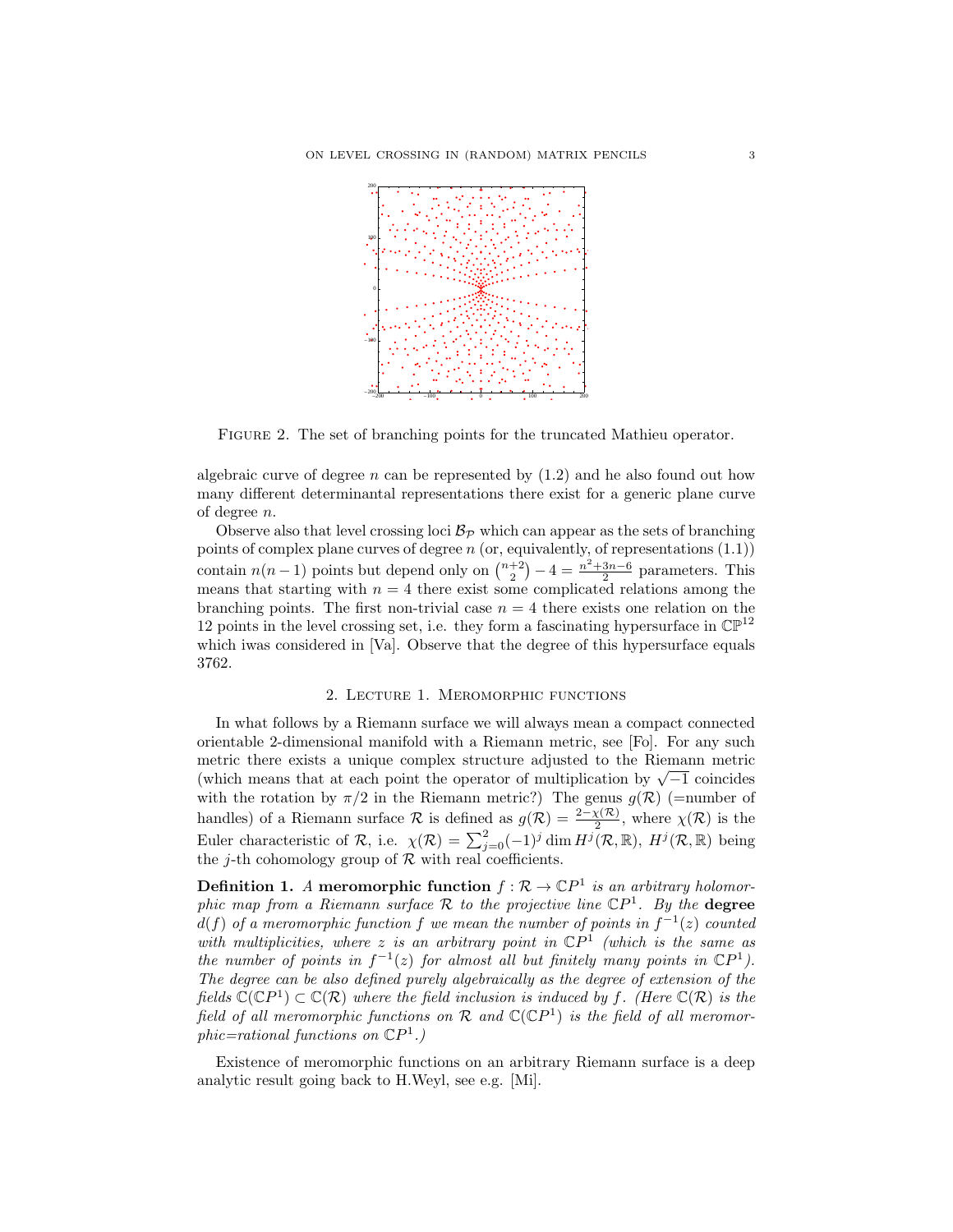FIGURE 2. The set of branching points for the truncated Mathieu operator.

algebraic curve of degree $n$ can be represented by (1.2) and he also found out how many different determinantal representations there exist for a generic plane curve of degree $n$.

Observe also that level crossing loci $\mathcal{B}_{\mathcal{P}}$ which can appear as the sets of branching points of complex plane curves of degree $n$ (or, equivalently, of representations (1.1)) contain $n(n-1)$ points but depend only on $\binom{n+2}{2} - 4 = \frac{n^2+3n-6}{2}$ parameters. This means that starting with $n = 4$ there exist some complicated relations among the branching points. The first non-trivial case $n = 4$ there exists one relation on the 12 points in the level crossing set, i.e. they form a fascinating hypersurface in $\mathbb{CP}^{12}$ which iwas considered in [Va]. Observe that the degree of this hypersurface equals 3762.

## 2. Lecture 1. Meromorphic functions

In what follows by a Riemann surface we will always mean a compact connected orientable 2-dimensional manifold with a Riemann metric, see [Fo]. For any such metric there exists a unique complex structure adjusted to the Riemann metric (which means that at each point the operator of multiplication by $\sqrt{-1}$ coincides with the rotation by $\pi/2$ in the Riemann metric?) The genus $g(\mathcal{R})$ (=number of handles) of a Riemann surface $\mathcal{R}$ is defined as $g(\mathcal{R}) = \frac{2-\chi(\mathcal{R})}{2}$, where $\chi(\mathcal{R})$ is the Euler characteristic of $\mathcal{R}$, i.e. $\chi(\mathcal{R}) = \sum_{j=0}^{2}(-1)^j \dim H^j(\mathcal{R}, \mathbb{R})$, $H^j(\mathcal{R}, \mathbb{R})$ being the $j$-th cohomology group of $\mathcal{R}$ with real coefficients.

**Definition 1.** *A* **meromorphic function** $f : \mathcal{R} \to \mathbb{C}P^1$ *is an arbitrary holomorphic map from a Riemann surface* $\mathcal{R}$ *to the projective line* $\mathbb{C}P^1$*. By the* **degree** $d(f)$ *of a meromorphic function* $f$ *we mean the number of points in* $f^{-1}(z)$ *counted with multiplicities, where* $z$ *is an arbitrary point in* $\mathbb{C}P^1$ *(which is the same as the number of points in* $f^{-1}(z)$ *for almost all but finitely many points in* $\mathbb{C}P^1$*). The degree can be also defined purely algebraically as the degree of extension of the fields* $\mathbb{C}(\mathbb{C}P^1) \subset \mathbb{C}(\mathcal{R})$ *where the field inclusion is induced by* $f$*. (Here* $\mathbb{C}(\mathcal{R})$ *is the field of all meromorphic functions on* $\mathcal{R}$ *and* $\mathbb{C}(\mathbb{C}P^1)$ *is the field of all meromorphic=rational functions on* $\mathbb{C}P^1$*.)*

Existence of meromorphic functions on an arbitrary Riemann surface is a deep analytic result going back to H.Weyl, see e.g. [Mi].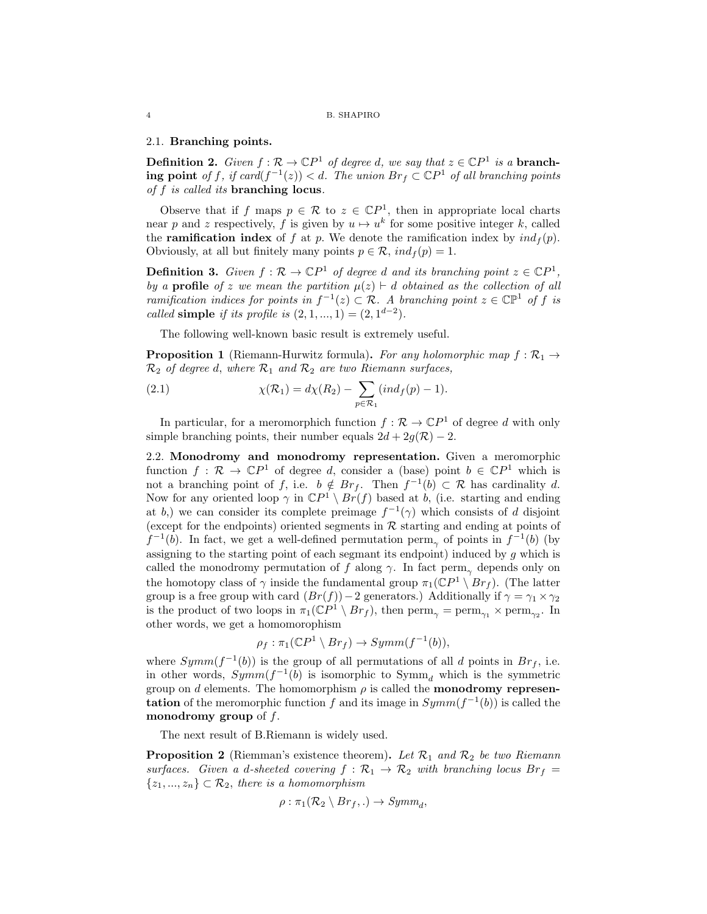### 2.1. Branching points.

**Definition 2.** *Given $f : \mathcal{R} \to \mathbb{C}P^1$ of degree $d$, we say that $z \in \mathbb{C}P^1$ is a* **branching point** *of $f$, if card$(f^{-1}(z)) < d$. The union $Br_f \subset \mathbb{C}P^1$ of all branching points of $f$ is called its* **branching locus**.

Observe that if $f$ maps $p \in \mathcal{R}$ to $z \in \mathbb{C}P^1$, then in appropriate local charts near $p$ and $z$ respectively, $f$ is given by $u \mapsto u^k$ for some positive integer $k$, called the **ramification index** of $f$ at $p$. We denote the ramification index by $ind_f(p)$. Obviously, at all but finitely many points $p \in \mathcal{R}$, $ind_f(p) = 1$.

**Definition 3.** *Given $f : \mathcal{R} \to \mathbb{C}P^1$ of degree $d$ and its branching point $z \in \mathbb{C}P^1$, by a* **profile** *of $z$ we mean the partition $\mu(z) \vdash d$ obtained as the collection of all ramification indices for points in $f^{-1}(z) \subset \mathcal{R}$. A branching point $z \in \mathbb{CP}^1$ of $f$ is called* **simple** *if its profile is $(2, 1, ..., 1) = (2, 1^{d-2})$.*

The following well-known basic result is extremely useful.

**Proposition 1** (Riemann-Hurwitz formula)**.** *For any holomorphic map $f : \mathcal{R}_1 \to \mathcal{R}_2$ of degree $d$, where $\mathcal{R}_1$ and $\mathcal{R}_2$ are two Riemann surfaces,*

$$\chi(\mathcal{R}_1) = d\chi(R_2) - \sum_{p \in \mathcal{R}_1} (ind_f(p) - 1). \tag{2.1}$$

In particular, for a meromorphich function $f : \mathcal{R} \to \mathbb{C}P^1$ of degree $d$ with only simple branching points, their number equals $2d + 2g(\mathcal{R}) - 2$.

### 2.2. Monodromy and monodromy representation.

Given a meromorphic function $f : \mathcal{R} \to \mathbb{C}P^1$ of degree $d$, consider a (base) point $b \in \mathbb{C}P^1$ which is not a branching point of $f$, i.e. $b \notin Br_f$. Then $f^{-1}(b) \subset \mathcal{R}$ has cardinality $d$. Now for any oriented loop $\gamma$ in $\mathbb{C}P^1 \setminus Br(f)$ based at $b$, (i.e. starting and ending at $b$,) we can consider its complete preimage $f^{-1}(\gamma)$ which consists of $d$ disjoint (except for the endpoints) oriented segments in $\mathcal{R}$ starting and ending at points of $f^{-1}(b)$. In fact, we get a well-defined permutation $\mathrm{perm}_\gamma$ of points in $f^{-1}(b)$ (by assigning to the starting point of each segmant its endpoint) induced by $g$ which is called the monodromy permutation of $f$ along $\gamma$. In fact $\mathrm{perm}_\gamma$ depends only on the homotopy class of $\gamma$ inside the fundamental group $\pi_1(\mathbb{C}P^1 \setminus Br_f)$. (The latter group is a free group with card $(Br(f)) - 2$ generators.) Additionally if $\gamma = \gamma_1 \times \gamma_2$ is the product of two loops in $\pi_1(\mathbb{C}P^1 \setminus Br_f)$, then $\mathrm{perm}_\gamma = \mathrm{perm}_{\gamma_1} \times \mathrm{perm}_{\gamma_2}$. In other words, we get a homomorophism

$$\rho_f : \pi_1(\mathbb{C}P^1 \setminus Br_f) \to Symm(f^{-1}(b)),$$

where $Symm(f^{-1}(b))$ is the group of all permutations of all $d$ points in $Br_f$, i.e. in other words, $Symm(f^{-1}(b)$ is isomorphic to $\mathrm{Symm}_d$ which is the symmetric group on $d$ elements. The homomorphism $\rho$ is called the **monodromy representation** of the meromorphic function $f$ and its image in $Symm(f^{-1}(b))$ is called the **monodromy group** of $f$.

The next result of B.Riemann is widely used.

**Proposition 2** (Riemman's existence theorem)**.** *Let $\mathcal{R}_1$ and $\mathcal{R}_2$ be two Riemann surfaces. Given a $d$-sheeted covering $f : \mathcal{R}_1 \to \mathcal{R}_2$ with branching locus $Br_f = \{z_1, ..., z_n\} \subset \mathcal{R}_2$, there is a homomorphism*

$$\rho : \pi_1(\mathcal{R}_2 \setminus Br_f, .) \to Symm_d,$$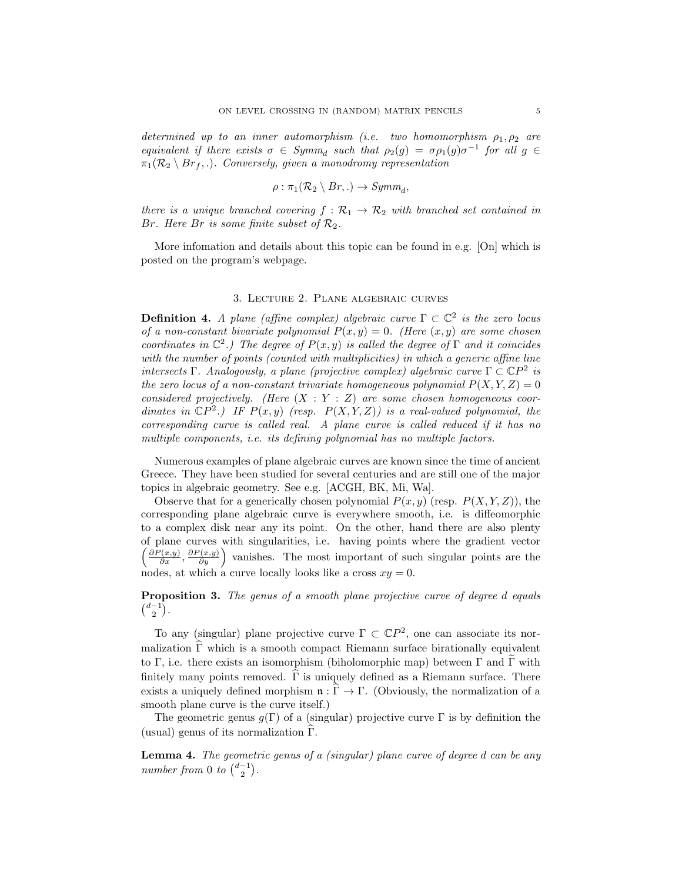*determined up to an inner automorphism (i.e. two homomorphism $\rho_1, \rho_2$ are equivalent if there exists $\sigma \in Symm_d$ such that $\rho_2(g) = \sigma\rho_1(g)\sigma^{-1}$ for all $g \in \pi_1(\mathcal{R}_2 \setminus Br_f, .)$. Conversely, given a monodromy representation*

$$\rho : \pi_1(\mathcal{R}_2 \setminus Br, .) \to Symm_d,$$

*there is a unique branched covering $f : \mathcal{R}_1 \to \mathcal{R}_2$ with branched set contained in $Br$. Here $Br$ is some finite subset of $\mathcal{R}_2$.*

More infomation and details about this topic can be found in e.g. [On] which is posted on the program's webpage.

## 3. Lecture 2. Plane algebraic curves

**Definition 4.** *A plane (affine complex) algebraic curve $\Gamma \subset \mathbb{C}^2$ is the zero locus of a non-constant bivariate polynomial $P(x,y) = 0$. (Here $(x,y)$ are some chosen coordinates in $\mathbb{C}^2$.) The degree of $P(x,y)$ is called the degree of $\Gamma$ and it coincides with the number of points (counted with multiplicities) in which a generic affine line intersects $\Gamma$. Analogously, a plane (projective complex) algebraic curve $\Gamma \subset \mathbb{C}P^2$ is the zero locus of a non-constant trivariate homogeneous polynomial $P(X,Y,Z) = 0$ considered projectively. (Here $(X : Y : Z)$ are some chosen homogeneous coordinates in $\mathbb{C}P^2$.) IF $P(x,y)$ (resp. $P(X,Y,Z)$) is a real-valued polynomial, the corresponding curve is called real. A plane curve is called reduced if it has no multiple components, i.e. its defining polynomial has no multiple factors.*

Numerous examples of plane algebraic curves are known since the time of ancient Greece. They have been studied for several centuries and are still one of the major topics in algebraic geometry. See e.g. [ACGH, BK, Mi, Wa].

Observe that for a generically chosen polynomial $P(x,y)$ (resp. $P(X,Y,Z)$), the corresponding plane algebraic curve is everywhere smooth, i.e. is diffeomorphic to a complex disk near any its point. On the other, hand there are also plenty of plane curves with singularities, i.e. having points where the gradient vector $\left(\frac{\partial P(x,y)}{\partial x}, \frac{\partial P(x,y)}{\partial y}\right)$ vanishes. The most important of such singular points are the nodes, at which a curve locally looks like a cross $xy = 0$.

**Proposition 3.** *The genus of a smooth plane projective curve of degree $d$ equals $\binom{d-1}{2}$.*

To any (singular) plane projective curve $\Gamma \subset \mathbb{C}P^2$, one can associate its normalization $\widehat{\Gamma}$ which is a smooth compact Riemann surface birationally equivalent to $\Gamma$, i.e. there exists an isomorphism (biholomorphic map) between $\Gamma$ and $\widetilde{\Gamma}$ with finitely many points removed. $\widehat{\Gamma}$ is uniquely defined as a Riemann surface. There exists a uniquely defined morphism $\mathfrak{n} : \widehat{\Gamma} \to \Gamma$. (Obviously, the normalization of a smooth plane curve is the curve itself.)

The geometric genus $g(\Gamma)$ of a (singular) projective curve $\Gamma$ is by definition the (usual) genus of its normalization $\widehat{\Gamma}$.

**Lemma 4.** *The geometric genus of a (singular) plane curve of degree $d$ can be any number from $0$ to $\binom{d-1}{2}$.*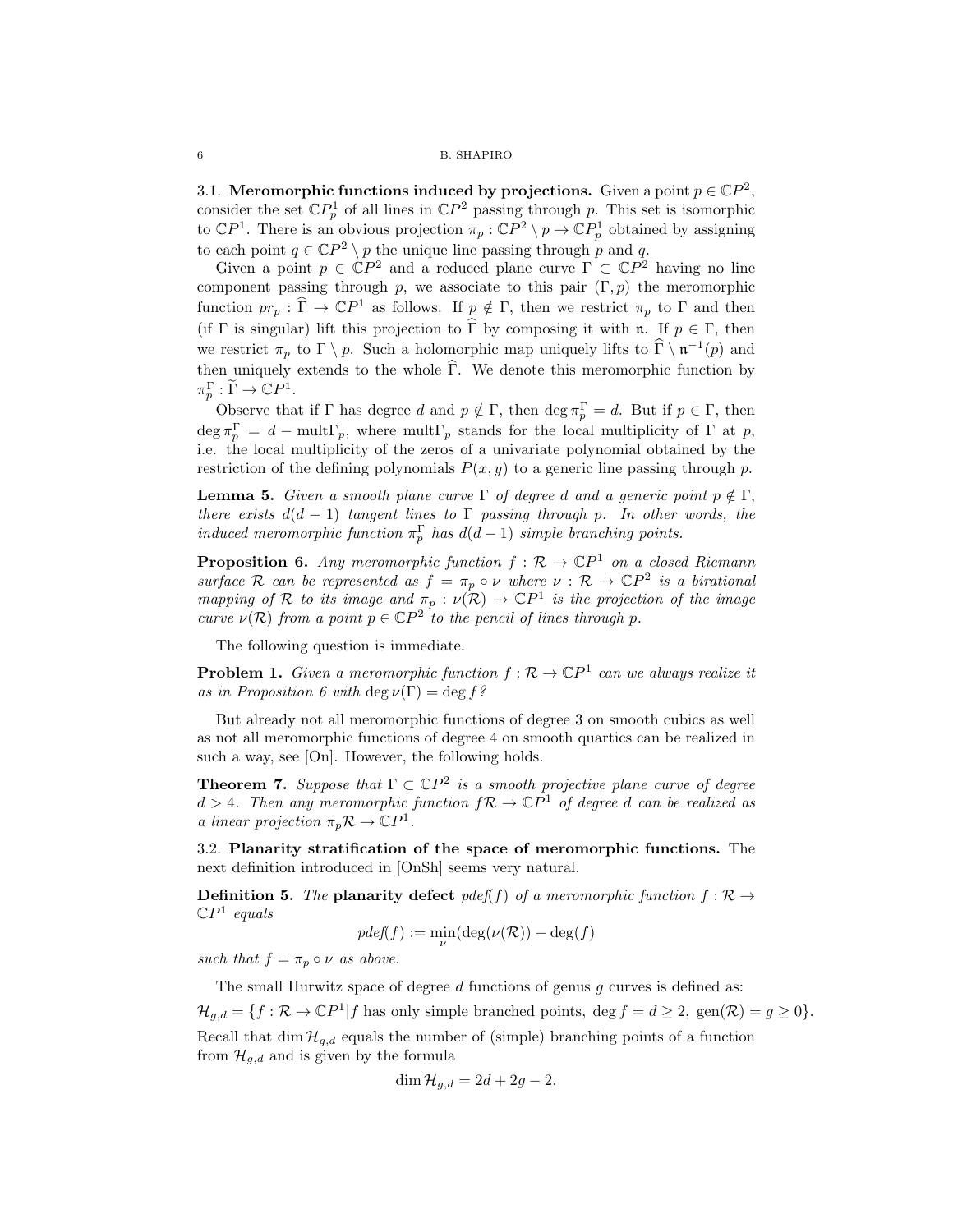### 3.1. Meromorphic functions induced by projections.

Given a point $p \in \mathbb{C}P^2$, consider the set $\mathbb{C}P^1_p$ of all lines in $\mathbb{C}P^2$ passing through $p$. This set is isomorphic to $\mathbb{C}P^1$. There is an obvious projection $\pi_p : \mathbb{C}P^2 \setminus p \to \mathbb{C}P^1_p$ obtained by assigning to each point $q \in \mathbb{C}P^2 \setminus p$ the unique line passing through $p$ and $q$.

Given a point $p \in \mathbb{C}P^2$ and a reduced plane curve $\Gamma \subset \mathbb{C}P^2$ having no line component passing through $p$, we associate to this pair $(\Gamma, p)$ the meromorphic function $pr_p : \widehat{\Gamma} \to \mathbb{C}P^1$ as follows. If $p \notin \Gamma$, then we restrict $\pi_p$ to $\Gamma$ and then (if $\Gamma$ is singular) lift this projection to $\widehat{\Gamma}$ by composing it with $\mathfrak{n}$. If $p \in \Gamma$, then we restrict $\pi_p$ to $\Gamma \setminus p$. Such a holomorphic map uniquely lifts to $\widehat{\Gamma} \setminus \mathfrak{n}^{-1}(p)$ and then uniquely extends to the whole $\widehat{\Gamma}$. We denote this meromorphic function by $\pi_p^\Gamma : \widehat{\Gamma} \to \mathbb{C}P^1$.

Observe that if $\Gamma$ has degree $d$ and $p \notin \Gamma$, then $\deg \pi_p^\Gamma = d$. But if $p \in \Gamma$, then $\deg \pi_p^\Gamma = d - \text{mult}\Gamma_p$, where $\text{mult}\Gamma_p$ stands for the local multiplicity of $\Gamma$ at $p$, i.e. the local multiplicity of the zeros of a univariate polynomial obtained by the restriction of the defining polynomials $P(x, y)$ to a generic line passing through $p$.

**Lemma 5.** *Given a smooth plane curve $\Gamma$ of degree $d$ and a generic point $p \notin \Gamma$, there exists $d(d-1)$ tangent lines to $\Gamma$ passing through $p$. In other words, the induced meromorphic function $\pi_p^\Gamma$ has $d(d-1)$ simple branching points.*

**Proposition 6.** *Any meromorphic function $f : \mathcal{R} \to \mathbb{C}P^1$ on a closed Riemann surface $\mathcal{R}$ can be represented as $f = \pi_p \circ \nu$ where $\nu : \mathcal{R} \to \mathbb{C}P^2$ is a birational mapping of $\mathcal{R}$ to its image and $\pi_p : \nu(\mathcal{R}) \to \mathbb{C}P^1$ is the projection of the image curve $\nu(\mathcal{R})$ from a point $p \in \mathbb{C}P^2$ to the pencil of lines through $p$.*

The following question is immediate.

**Problem 1.** *Given a meromorphic function $f : \mathcal{R} \to \mathbb{C}P^1$ can we always realize it as in Proposition 6 with $\deg \nu(\Gamma) = \deg f$?*

But already not all meromorphic functions of degree 3 on smooth cubics as well as not all meromorphic functions of degree 4 on smooth quartics can be realized in such a way, see [On]. However, the following holds.

**Theorem 7.** *Suppose that $\Gamma \subset \mathbb{C}P^2$ is a smooth projective plane curve of degree $d > 4$. Then any meromorphic function $f\mathcal{R} \to \mathbb{C}P^1$ of degree $d$ can be realized as a linear projection $\pi_p\mathcal{R} \to \mathbb{C}P^1$.*

### 3.2. Planarity stratification of the space of meromorphic functions.

The next definition introduced in [OnSh] seems very natural.

**Definition 5.** *The* **planarity defect** *pdef(f) of a meromorphic function $f : \mathcal{R} \to \mathbb{C}P^1$ equals*

$$pdef(f) := \min_{\nu}(\deg(\nu(\mathcal{R})) - \deg(f)$$

*such that $f = \pi_p \circ \nu$ as above.*

The small Hurwitz space of degree $d$ functions of genus $g$ curves is defined as:

$$\mathcal{H}_{g,d} = \{f : \mathcal{R} \to \mathbb{C}P^1 | f \text{ has only simple branched points, } \deg f = d \geq 2, \ \text{gen}(\mathcal{R}) = g \geq 0\}.$$

Recall that $\dim \mathcal{H}_{g,d}$ equals the number of (simple) branching points of a function from $\mathcal{H}_{g,d}$ and is given by the formula

$$\dim \mathcal{H}_{g,d} = 2d + 2g - 2.$$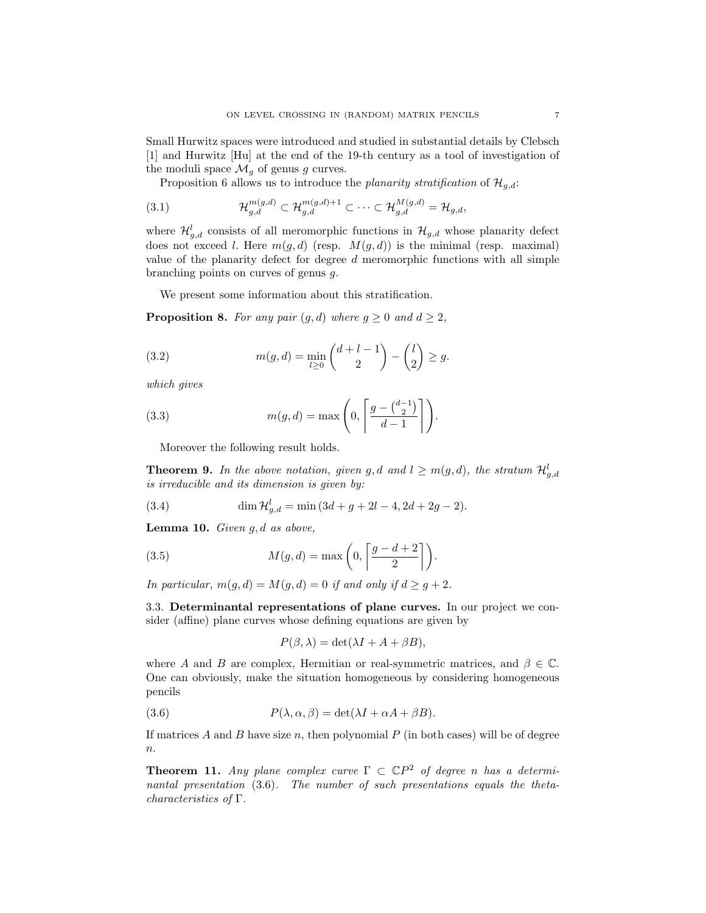Small Hurwitz spaces were introduced and studied in substantial details by Clebsch [1] and Hurwitz [Hu] at the end of the 19-th century as a tool of investigation of the moduli space $\mathcal{M}_g$ of genus $g$ curves.

Proposition 6 allows us to introduce the *planarity stratification* of $\mathcal{H}_{g,d}$:

$$\mathcal{H}_{g,d}^{m(g,d)} \subset \mathcal{H}_{g,d}^{m(g,d)+1} \subset \cdots \subset \mathcal{H}_{g,d}^{M(g,d)} = \mathcal{H}_{g,d}, \tag{3.1}$$

where $\mathcal{H}_{g,d}^{l}$ consists of all meromorphic functions in $\mathcal{H}_{g,d}$ whose planarity defect does not exceed $l$. Here $m(g,d)$ (resp. $M(g,d)$) is the minimal (resp. maximal) value of the planarity defect for degree $d$ meromorphic functions with all simple branching points on curves of genus $g$.

We present some information about this stratification.

**Proposition 8.** *For any pair $(g,d)$ where $g \geq 0$ and $d \geq 2$,*

$$m(g,d) = \min_{l \geq 0} \binom{d+l-1}{2} - \binom{l}{2} \geq g. \tag{3.2}$$

*which gives*

$$m(g,d) = \max\left(0, \left\lceil \frac{g - \binom{d-1}{2}}{d-1} \right\rceil \right). \tag{3.3}$$

Moreover the following result holds.

**Theorem 9.** *In the above notation, given $g, d$ and $l \geq m(g,d)$, the stratum $\mathcal{H}_{g,d}^{l}$ is irreducible and its dimension is given by:*

$$\dim \mathcal{H}_{g,d}^{l} = \min\left(3d + g + 2l - 4, 2d + 2g - 2\right). \tag{3.4}$$

**Lemma 10.** *Given $g, d$ as above,*

$$M(g,d) = \max\left(0, \left\lceil \frac{g - d + 2}{2} \right\rceil \right). \tag{3.5}$$

*In particular, $m(g,d) = M(g,d) = 0$ if and only if $d \geq g + 2$.*

### 3.3. Determinantal representations of plane curves.

In our project we consider (affine) plane curves whose defining equations are given by

$$P(\beta, \lambda) = \det(\lambda I + A + \beta B),$$

where $A$ and $B$ are complex, Hermitian or real-symmetric matrices, and $\beta \in \mathbb{C}$. One can obviously, make the situation homogeneous by considering homogeneous pencils

$$P(\lambda, \alpha, \beta) = \det(\lambda I + \alpha A + \beta B). \tag{3.6}$$

If matrices $A$ and $B$ have size $n$, then polynomial $P$ (in both cases) will be of degree $n$.

**Theorem 11.** *Any plane complex curve $\Gamma \subset \mathbb{C}P^2$ of degree $n$ has a determinantal presentation (3.6). The number of such presentations equals the theta-characteristics of $\Gamma$.*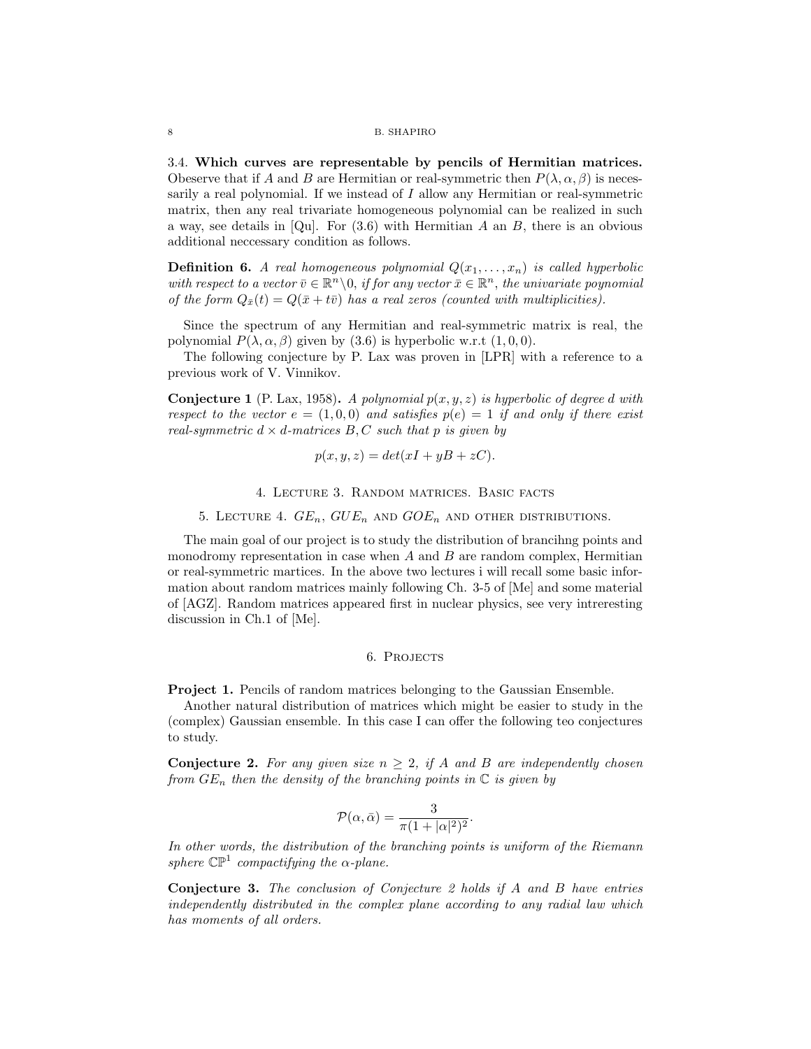### 3.4. Which curves are representable by pencils of Hermitian matrices.

Obeserve that if $A$ and $B$ are Hermitian or real-symmetric then $P(\lambda, \alpha, \beta)$ is necessarily a real polynomial. If we instead of $I$ allow any Hermitian or real-symmetric matrix, then any real trivariate homogeneous polynomial can be realized in such a way, see details in [Qu]. For (3.6) with Hermitian $A$ an $B$, there is an obvious additional neccessary condition as follows.

**Definition 6.** *A real homogeneous polynomial $Q(x_1, \ldots, x_n)$ is called hyperbolic with respect to a vector $\bar{v} \in \mathbb{R}^n \backslash 0$, if for any vector $\bar{x} \in \mathbb{R}^n$, the univariate poynomial of the form $Q_{\bar{x}}(t) = Q(\bar{x} + t\bar{v})$ has a real zeros (counted with multiplicities).*

Since the spectrum of any Hermitian and real-symmetric matrix is real, the polynomial $P(\lambda, \alpha, \beta)$ given by (3.6) is hyperbolic w.r.t $(1, 0, 0)$.

The following conjecture by P. Lax was proven in [LPR] with a reference to a previous work of V. Vinnikov.

**Conjecture 1** (P. Lax, 1958)**.** *A polynomial $p(x, y, z)$ is hyperbolic of degree $d$ with respect to the vector $e = (1, 0, 0)$ and satisfies $p(e) = 1$ if and only if there exist real-symmetric $d \times d$-matrices $B, C$ such that $p$ is given by*

$$p(x, y, z) = det(xI + yB + zC).$$

## 4. Lecture 3. Random matrices. Basic facts

## 5. Lecture 4. $GE_n$, $GUE_n$ and $GOE_n$ and other distributions.

The main goal of our project is to study the distribution of brancihng points and monodromy representation in case when $A$ and $B$ are random complex, Hermitian or real-symmetric martices. In the above two lectures i will recall some basic information about random matrices mainly following Ch. 3-5 of [Me] and some material of [AGZ]. Random matrices appeared first in nuclear physics, see very intreresting discussion in Ch.1 of [Me].

## 6. Projects

**Project 1.** Pencils of random matrices belonging to the Gaussian Ensemble.

Another natural distribution of matrices which might be easier to study in the (complex) Gaussian ensemble. In this case I can offer the following teo conjectures to study.

**Conjecture 2.** *For any given size $n \geq 2$, if $A$ and $B$ are independently chosen from $GE_n$ then the density of the branching points in $\mathbb{C}$ is given by*

$$\mathcal{P}(\alpha, \bar{\alpha}) = \frac{3}{\pi(1 + |\alpha|^2)^2}.$$

*In other words, the distribution of the branching points is uniform of the Riemann sphere $\mathbb{CP}^1$ compactifying the $\alpha$-plane.*

**Conjecture 3.** *The conclusion of Conjecture 2 holds if $A$ and $B$ have entries independently distributed in the complex plane according to any radial law which has moments of all orders.*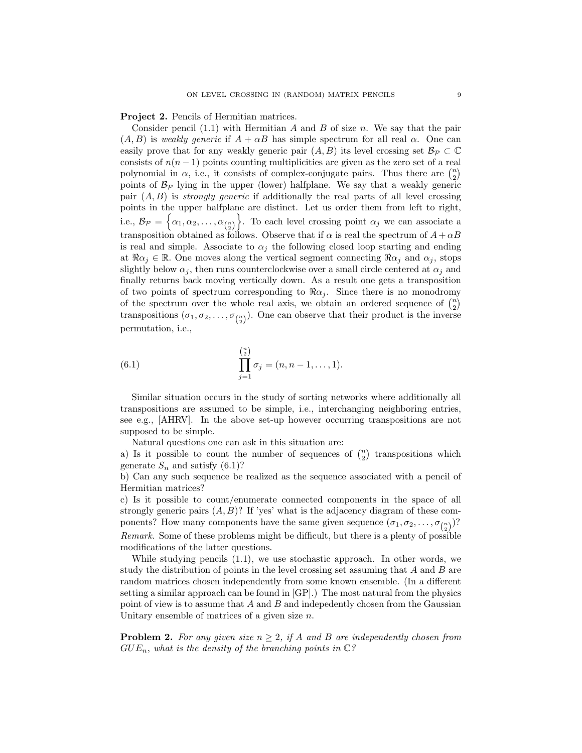**Project 2.** Pencils of Hermitian matrices.

Consider pencil (1.1) with Hermitian $A$ and $B$ of size $n$. We say that the pair $(A, B)$ is *weakly generic* if $A + \alpha B$ has simple spectrum for all real $\alpha$. One can easily prove that for any weakly generic pair $(A, B)$ its level crossing set $\mathcal{B}_{\mathcal{P}} \subset \mathbb{C}$ consists of $n(n-1)$ points counting multiplicities are given as the zero set of a real polynomial in $\alpha$, i.e., it consists of complex-conjugate pairs. Thus there are $\binom{n}{2}$ points of $\mathcal{B}_{\mathcal{P}}$ lying in the upper (lower) halfplane. We say that a weakly generic pair $(A, B)$ is *strongly generic* if additionally the real parts of all level crossing points in the upper halfplane are distinct. Let us order them from left to right, i.e., $\mathcal{B}_{\mathcal{P}} = \left\{\alpha_1, \alpha_2, \dots, \alpha_{\binom{n}{2}}\right\}$. To each level crossing point $\alpha_j$ we can associate a transposition obtained as follows. Observe that if $\alpha$ is real the spectrum of $A + \alpha B$ is real and simple. Associate to $\alpha_j$ the following closed loop starting and ending at $\Re\alpha_j \in \mathbb{R}$. One moves along the vertical segment connecting $\Re\alpha_j$ and $\alpha_j$, stops slightly below $\alpha_j$, then runs counterclockwise over a small circle centered at $\alpha_j$ and finally returns back moving vertically down. As a result one gets a transposition of two points of spectrum corresponding to $\Re\alpha_j$. Since there is no monodromy of the spectrum over the whole real axis, we obtain an ordered sequence of $\binom{n}{2}$ transpositions $(\sigma_1, \sigma_2, \dots, \sigma_{\binom{n}{2}})$. One can observe that their product is the inverse permutation, i.e.,

$$\prod_{j=1}^{\binom{n}{2}} \sigma_j = (n, n-1, \dots, 1). \tag{6.1}$$

Similar situation occurs in the study of sorting networks where additionally all transpositions are assumed to be simple, i.e., interchanging neighboring entries, see e.g., [AHRV]. In the above set-up however occurring transpositions are not supposed to be simple.

Natural questions one can ask in this situation are:

a) Is it possible to count the number of sequences of $\binom{n}{2}$ transpositions which generate $S_n$ and satisfy (6.1)?

b) Can any such sequence be realized as the sequence associated with a pencil of Hermitian matrices?

c) Is it possible to count/enumerate connected components in the space of all strongly generic pairs $(A, B)$? If 'yes' what is the adjacency diagram of these components? How many components have the same given sequence $(\sigma_1, \sigma_2, \dots, \sigma_{\binom{n}{2}})$?

*Remark.* Some of these problems might be difficult, but there is a plenty of possible modifications of the latter questions.

While studying pencils (1.1), we use stochastic approach. In other words, we study the distribution of points in the level crossing set assuming that $A$ and $B$ are random matrices chosen independently from some known ensemble. (In a different setting a similar approach can be found in [GP].) The most natural from the physics point of view is to assume that $A$ and $B$ and indepedently chosen from the Gaussian Unitary ensemble of matrices of a given size $n$.

**Problem 2.** *For any given size $n \geq 2$, if $A$ and $B$ are independently chosen from $GUE_n$, what is the density of the branching points in $\mathbb{C}$?*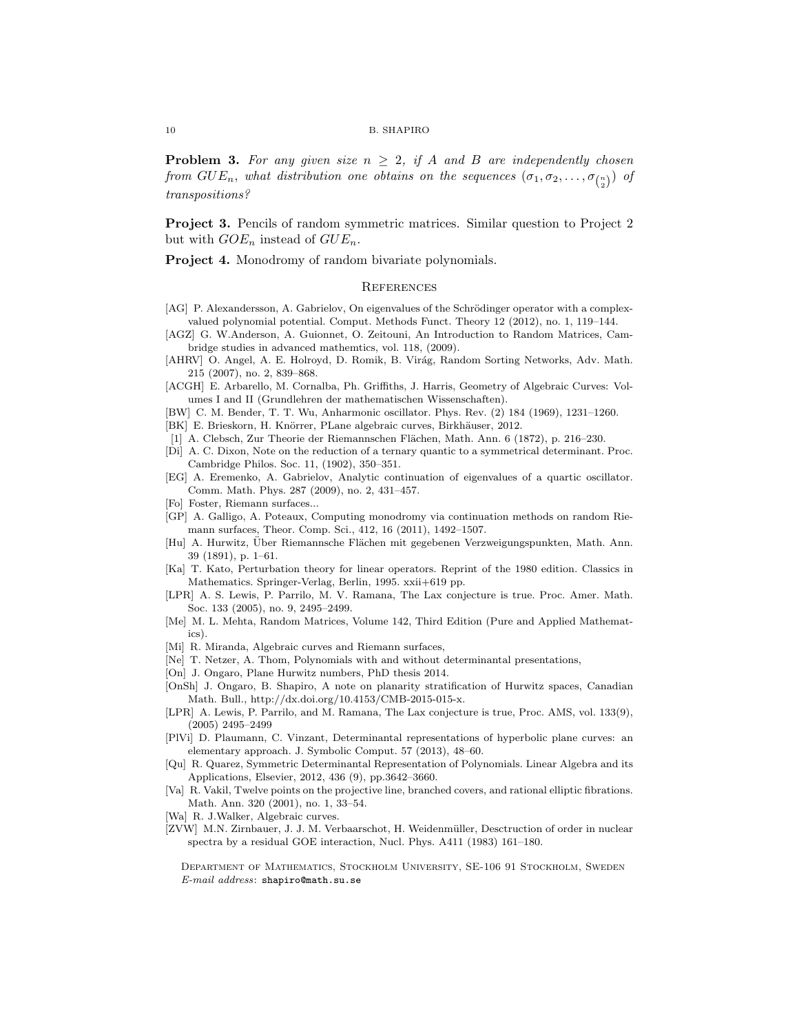**Problem 3.** *For any given size $n \geq 2$, if $A$ and $B$ are independently chosen from $GUE_n$, what distribution one obtains on the sequences $(\sigma_1, \sigma_2, \dots, \sigma_{\binom{n}{2}})$ of transpositions?*

**Project 3.** Pencils of random symmetric matrices. Similar question to Project 2 but with $GOE_n$ instead of $GUE_n$.

**Project 4.** Monodromy of random bivariate polynomials.

## References

[AG] P. Alexandersson, A. Gabrielov, On eigenvalues of the Schrödinger operator with a complex-valued polynomial potential. Comput. Methods Funct. Theory 12 (2012), no. 1, 119–144.

[AGZ] G. W.Anderson, A. Guionnet, O. Zeitouni, An Introduction to Random Matrices, Cambridge studies in advanced mathemtics, vol. 118, (2009).

[AHRV] O. Angel, A. E. Holroyd, D. Romik, B. Virág, Random Sorting Networks, Adv. Math. 215 (2007), no. 2, 839–868.

[ACGH] E. Arbarello, M. Cornalba, Ph. Griffiths, J. Harris, Geometry of Algebraic Curves: Volumes I and II (Grundlehren der mathematischen Wissenschaften).

[BW] C. M. Bender, T. T. Wu, Anharmonic oscillator. Phys. Rev. (2) 184 (1969), 1231–1260.

[BK] E. Brieskorn, H. Knörrer, PLane algebraic curves, Birkhäuser, 2012.

[1] A. Clebsch, Zur Theorie der Riemannschen Flächen, Math. Ann. 6 (1872), p. 216–230.

[Di] A. C. Dixon, Note on the reduction of a ternary quantic to a symmetrical determinant. Proc. Cambridge Philos. Soc. 11, (1902), 350–351.

[EG] A. Eremenko, A. Gabrielov, Analytic continuation of eigenvalues of a quartic oscillator. Comm. Math. Phys. 287 (2009), no. 2, 431–457.

[Fo] Foster, Riemann surfaces...

[GP] A. Galligo, A. Poteaux, Computing monodromy via continuation methods on random Riemann surfaces, Theor. Comp. Sci., 412, 16 (2011), 1492–1507.

[Hu] A. Hurwitz, Über Riemannsche Flächen mit gegebenen Verzweigungspunkten, Math. Ann. 39 (1891), p. 1–61.

[Ka] T. Kato, Perturbation theory for linear operators. Reprint of the 1980 edition. Classics in Mathematics. Springer-Verlag, Berlin, 1995. xxii+619 pp.

[LPR] A. S. Lewis, P. Parrilo, M. V. Ramana, The Lax conjecture is true. Proc. Amer. Math. Soc. 133 (2005), no. 9, 2495–2499.

[Me] M. L. Mehta, Random Matrices, Volume 142, Third Edition (Pure and Applied Mathematics).

[Mi] R. Miranda, Algebraic curves and Riemann surfaces,

[Ne] T. Netzer, A. Thom, Polynomials with and without determinantal presentations,

[On] J. Ongaro, Plane Hurwitz numbers, PhD thesis 2014.

[OnSh] J. Ongaro, B. Shapiro, A note on planarity stratification of Hurwitz spaces, Canadian Math. Bull., http://dx.doi.org/10.4153/CMB-2015-015-x.

[LPR] A. Lewis, P. Parrilo, and M. Ramana, The Lax conjecture is true, Proc. AMS, vol. 133(9), (2005) 2495–2499

[PlVi] D. Plaumann, C. Vinzant, Determinantal representations of hyperbolic plane curves: an elementary approach. J. Symbolic Comput. 57 (2013), 48–60.

[Qu] R. Quarez, Symmetric Determinantal Representation of Polynomials. Linear Algebra and its Applications, Elsevier, 2012, 436 (9), pp.3642–3660.

[Va] R. Vakil, Twelve points on the projective line, branched covers, and rational elliptic fibrations. Math. Ann. 320 (2001), no. 1, 33–54.

[Wa] R. J.Walker, Algebraic curves.

[ZVW] M.N. Zirnbauer, J. J. M. Verbaarschot, H. Weidenmüller, Desctruction of order in nuclear spectra by a residual GOE interaction, Nucl. Phys. A411 (1983) 161–180.

Department of Mathematics, Stockholm University, SE-106 91 Stockholm, Sweden
*E-mail address*: shapiro@math.su.se